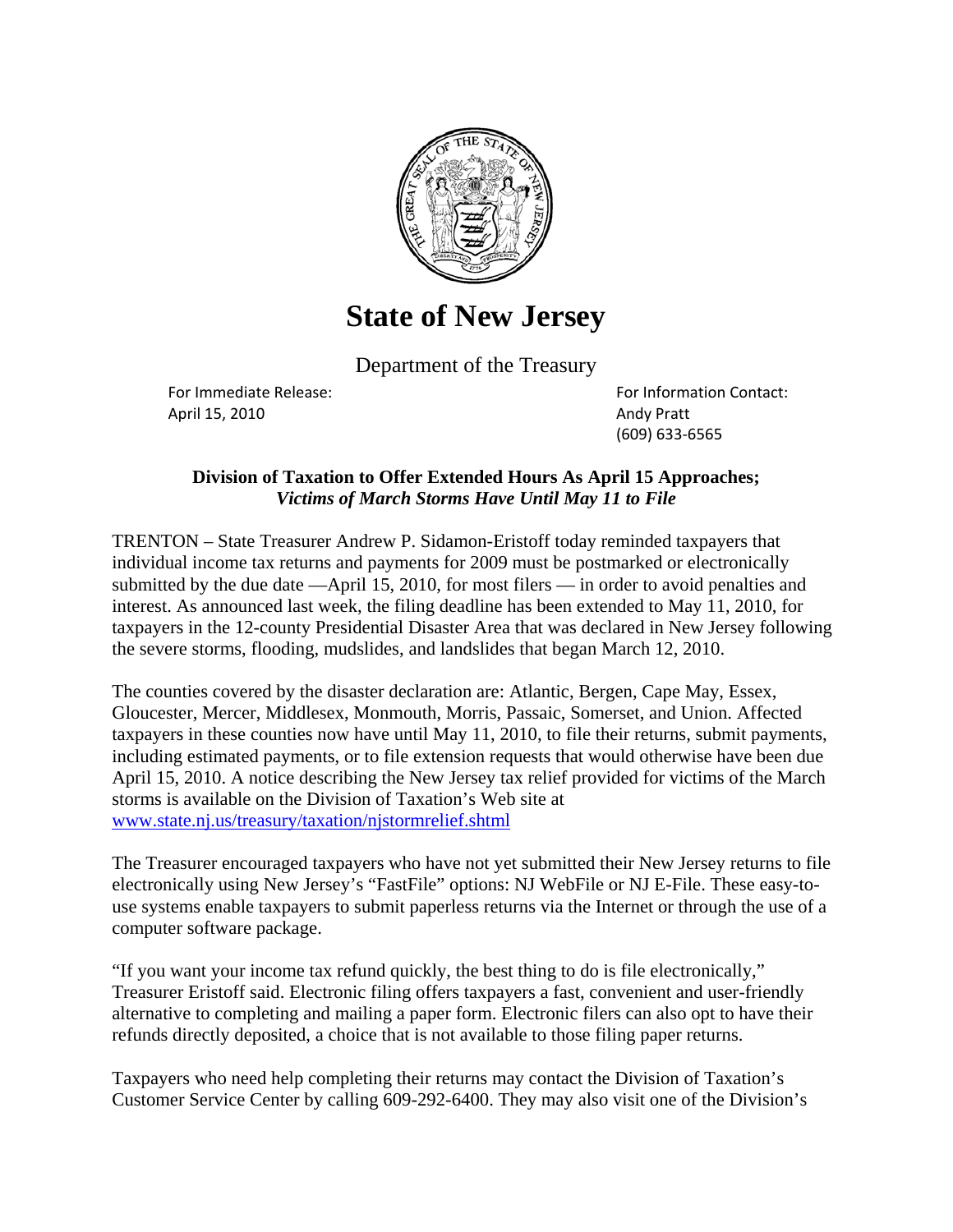# State of New Jersey

Department of the Treasury

For Immediate Release:
April 15, 2010

For Information Contact:
Andy Pratt
(609) 633-6565

**Division of Taxation to Offer Extended Hours As April 15 Approaches;**
***Victims of March Storms Have Until May 11 to File***

TRENTON – State Treasurer Andrew P. Sidamon-Eristoff today reminded taxpayers that individual income tax returns and payments for 2009 must be postmarked or electronically submitted by the due date —April 15, 2010, for most filers — in order to avoid penalties and interest. As announced last week, the filing deadline has been extended to May 11, 2010, for taxpayers in the 12-county Presidential Disaster Area that was declared in New Jersey following the severe storms, flooding, mudslides, and landslides that began March 12, 2010.

The counties covered by the disaster declaration are: Atlantic, Bergen, Cape May, Essex, Gloucester, Mercer, Middlesex, Monmouth, Morris, Passaic, Somerset, and Union. Affected taxpayers in these counties now have until May 11, 2010, to file their returns, submit payments, including estimated payments, or to file extension requests that would otherwise have been due April 15, 2010. A notice describing the New Jersey tax relief provided for victims of the March storms is available on the Division of Taxation's Web site at www.state.nj.us/treasury/taxation/njstormrelief.shtml

The Treasurer encouraged taxpayers who have not yet submitted their New Jersey returns to file electronically using New Jersey's "FastFile" options: NJ WebFile or NJ E-File. These easy-to-use systems enable taxpayers to submit paperless returns via the Internet or through the use of a computer software package.

"If you want your income tax refund quickly, the best thing to do is file electronically," Treasurer Eristoff said. Electronic filing offers taxpayers a fast, convenient and user-friendly alternative to completing and mailing a paper form. Electronic filers can also opt to have their refunds directly deposited, a choice that is not available to those filing paper returns.

Taxpayers who need help completing their returns may contact the Division of Taxation's Customer Service Center by calling 609-292-6400. They may also visit one of the Division's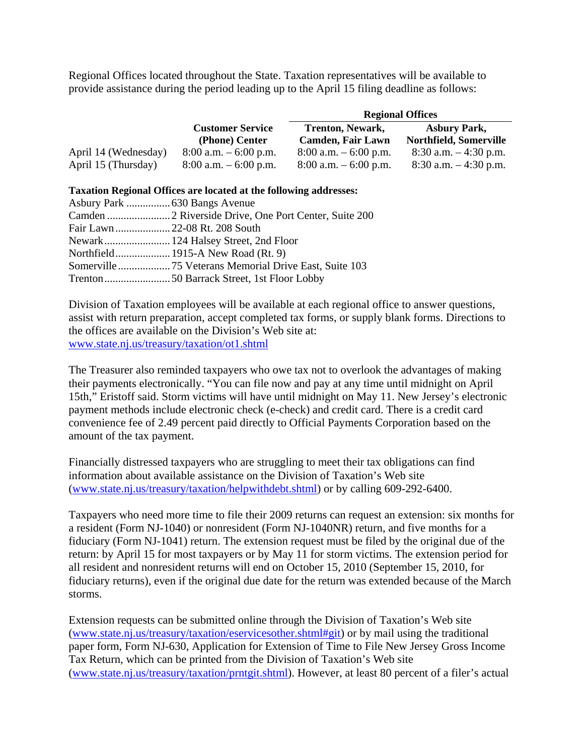Regional Offices located throughout the State. Taxation representatives will be available to provide assistance during the period leading up to the April 15 filing deadline as follows:

| | | Regional Offices | |
|---|---|---|---|
| | **Customer Service (Phone) Center** | **Trenton, Newark, Camden, Fair Lawn** | **Asbury Park, Northfield, Somerville** |
| April 14 (Wednesday) | 8:00 a.m. – 6:00 p.m. | 8:00 a.m. – 6:00 p.m. | 8:30 a.m. – 4:30 p.m. |
| April 15 (Thursday) | 8:00 a.m. – 6:00 p.m. | 8:00 a.m. – 6:00 p.m. | 8:30 a.m. – 4:30 p.m. |

**Taxation Regional Offices are located at the following addresses:**

Asbury Park ................ 630 Bangs Avenue
Camden ....................... 2 Riverside Drive, One Port Center, Suite 200
Fair Lawn .................... 22-08 Rt. 208 South
Newark ........................ 124 Halsey Street, 2nd Floor
Northfield .................... 1915-A New Road (Rt. 9)
Somerville ................... 75 Veterans Memorial Drive East, Suite 103
Trenton ........................ 50 Barrack Street, 1st Floor Lobby

Division of Taxation employees will be available at each regional office to answer questions, assist with return preparation, accept completed tax forms, or supply blank forms. Directions to the offices are available on the Division's Web site at: www.state.nj.us/treasury/taxation/ot1.shtml

The Treasurer also reminded taxpayers who owe tax not to overlook the advantages of making their payments electronically. "You can file now and pay at any time until midnight on April 15th," Eristoff said. Storm victims will have until midnight on May 11. New Jersey's electronic payment methods include electronic check (e-check) and credit card. There is a credit card convenience fee of 2.49 percent paid directly to Official Payments Corporation based on the amount of the tax payment.

Financially distressed taxpayers who are struggling to meet their tax obligations can find information about available assistance on the Division of Taxation's Web site (www.state.nj.us/treasury/taxation/helpwithdebt.shtml) or by calling 609-292-6400.

Taxpayers who need more time to file their 2009 returns can request an extension: six months for a resident (Form NJ-1040) or nonresident (Form NJ-1040NR) return, and five months for a fiduciary (Form NJ-1041) return. The extension request must be filed by the original due of the return: by April 15 for most taxpayers or by May 11 for storm victims. The extension period for all resident and nonresident returns will end on October 15, 2010 (September 15, 2010, for fiduciary returns), even if the original due date for the return was extended because of the March storms.

Extension requests can be submitted online through the Division of Taxation's Web site (www.state.nj.us/treasury/taxation/eservicesother.shtml#git) or by mail using the traditional paper form, Form NJ-630, Application for Extension of Time to File New Jersey Gross Income Tax Return, which can be printed from the Division of Taxation's Web site (www.state.nj.us/treasury/taxation/prntgit.shtml). However, at least 80 percent of a filer's actual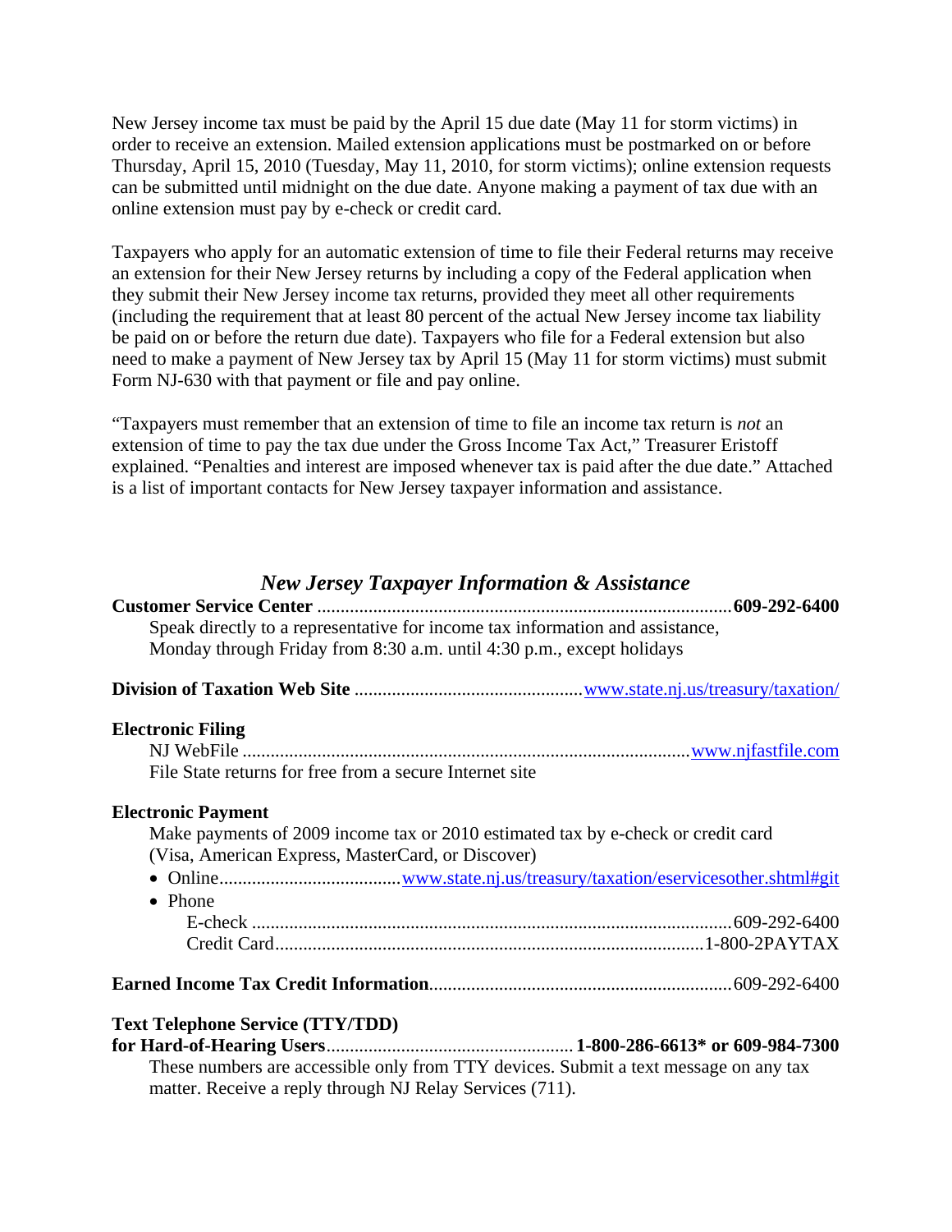New Jersey income tax must be paid by the April 15 due date (May 11 for storm victims) in order to receive an extension. Mailed extension applications must be postmarked on or before Thursday, April 15, 2010 (Tuesday, May 11, 2010, for storm victims); online extension requests can be submitted until midnight on the due date. Anyone making a payment of tax due with an online extension must pay by e-check or credit card.

Taxpayers who apply for an automatic extension of time to file their Federal returns may receive an extension for their New Jersey returns by including a copy of the Federal application when they submit their New Jersey income tax returns, provided they meet all other requirements (including the requirement that at least 80 percent of the actual New Jersey income tax liability be paid on or before the return due date). Taxpayers who file for a Federal extension but also need to make a payment of New Jersey tax by April 15 (May 11 for storm victims) must submit Form NJ-630 with that payment or file and pay online.

"Taxpayers must remember that an extension of time to file an income tax return is *not* an extension of time to pay the tax due under the Gross Income Tax Act," Treasurer Eristoff explained. "Penalties and interest are imposed whenever tax is paid after the due date." Attached is a list of important contacts for New Jersey taxpayer information and assistance.

## *New Jersey Taxpayer Information & Assistance*

**Customer Service Center** ........................................ **609-292-6400**

Speak directly to a representative for income tax information and assistance, Monday through Friday from 8:30 a.m. until 4:30 p.m., except holidays

**Division of Taxation Web Site** ........................................ www.state.nj.us/treasury/taxation/

**Electronic Filing**

NJ WebFile ........................................ www.njfastfile.com

File State returns for free from a secure Internet site

**Electronic Payment**

Make payments of 2009 income tax or 2010 estimated tax by e-check or credit card (Visa, American Express, MasterCard, or Discover)

- Online........................................ www.state.nj.us/treasury/taxation/eservicesother.shtml#git
- Phone
  - E-check ........................................ 609-292-6400
  - Credit Card........................................ 1-800-2PAYTAX

**Earned Income Tax Credit Information**........................................ 609-292-6400

**Text Telephone Service (TTY/TDD)**
**for Hard-of-Hearing Users**........................................ **1-800-286-6613* or 609-984-7300**

These numbers are accessible only from TTY devices. Submit a text message on any tax matter. Receive a reply through NJ Relay Services (711).